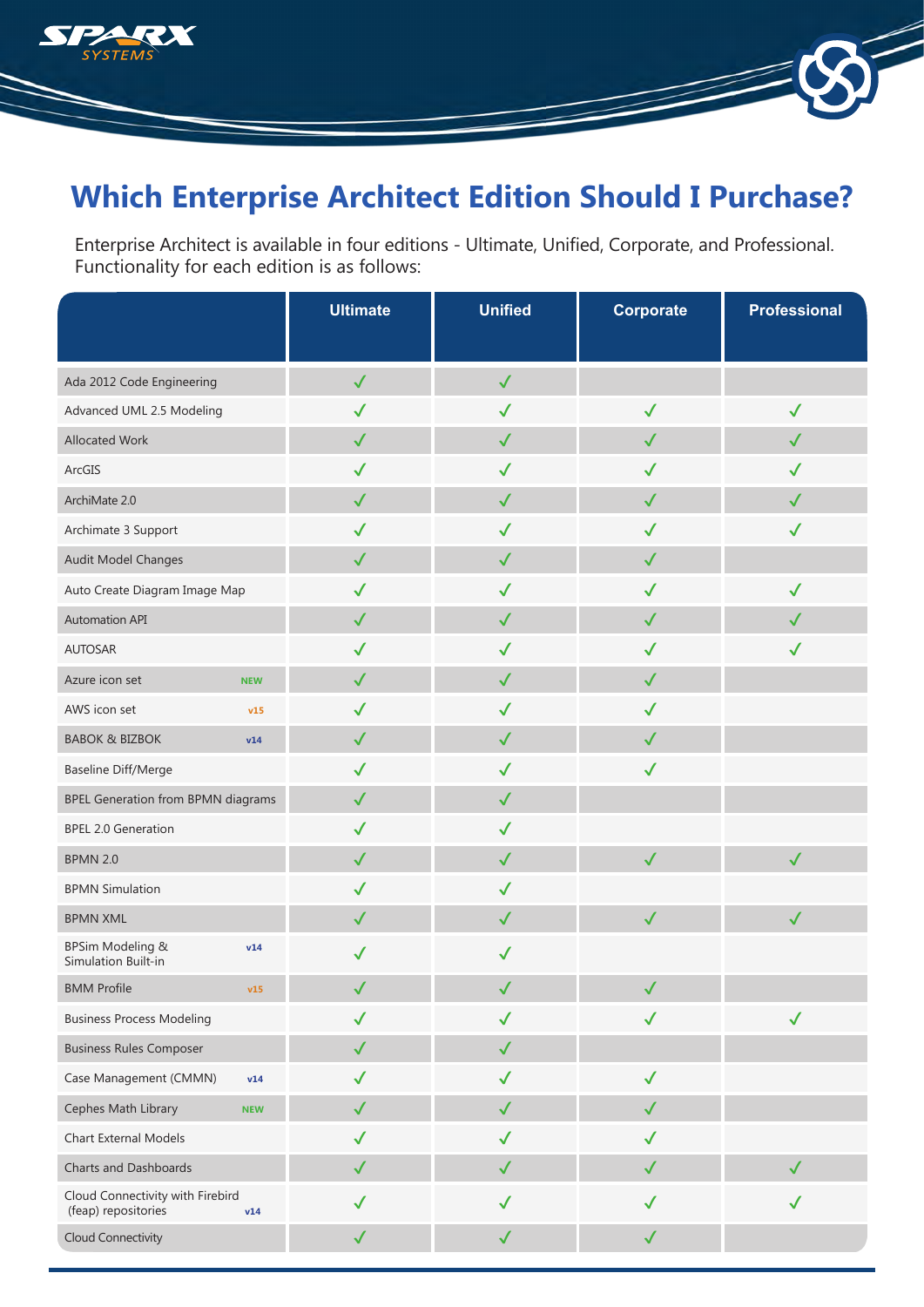# Which Enterprise Architect Edition Should I Purchase?

Enterprise Architect is available in four editions - Ultimate, Unified, Corporate, and Professional. Functionality for each edition is as follows:

| | Ultimate | Unified | Corporate | Professional |
|---|---|---|---|---|
| Ada 2012 Code Engineering | ✓ | ✓ | | |
| Advanced UML 2.5 Modeling | ✓ | ✓ | ✓ | ✓ |
| Allocated Work | ✓ | ✓ | ✓ | ✓ |
| ArcGIS | ✓ | ✓ | ✓ | ✓ |
| ArchiMate 2.0 | ✓ | ✓ | ✓ | ✓ |
| Archimate 3 Support | ✓ | ✓ | ✓ | ✓ |
| Audit Model Changes | ✓ | ✓ | ✓ | |
| Auto Create Diagram Image Map | ✓ | ✓ | ✓ | ✓ |
| Automation API | ✓ | ✓ | ✓ | ✓ |
| AUTOSAR | ✓ | ✓ | ✓ | ✓ |
| Azure icon set NEW | ✓ | ✓ | ✓ | |
| AWS icon set v15 | ✓ | ✓ | ✓ | |
| BABOK & BIZBOK v14 | ✓ | ✓ | ✓ | |
| Baseline Diff/Merge | ✓ | ✓ | ✓ | |
| BPEL Generation from BPMN diagrams | ✓ | ✓ | | |
| BPEL 2.0 Generation | ✓ | ✓ | | |
| BPMN 2.0 | ✓ | ✓ | ✓ | ✓ |
| BPMN Simulation | ✓ | ✓ | | |
| BPMN XML | ✓ | ✓ | ✓ | ✓ |
| BPSim Modeling & Simulation Built-in v14 | ✓ | ✓ | | |
| BMM Profile v15 | ✓ | ✓ | ✓ | |
| Business Process Modeling | ✓ | ✓ | ✓ | ✓ |
| Business Rules Composer | ✓ | ✓ | | |
| Case Management (CMMN) v14 | ✓ | ✓ | ✓ | |
| Cephes Math Library NEW | ✓ | ✓ | ✓ | |
| Chart External Models | ✓ | ✓ | ✓ | |
| Charts and Dashboards | ✓ | ✓ | ✓ | ✓ |
| Cloud Connectivity with Firebird (feap) repositories v14 | ✓ | ✓ | ✓ | ✓ |
| Cloud Connectivity | ✓ | ✓ | ✓ | |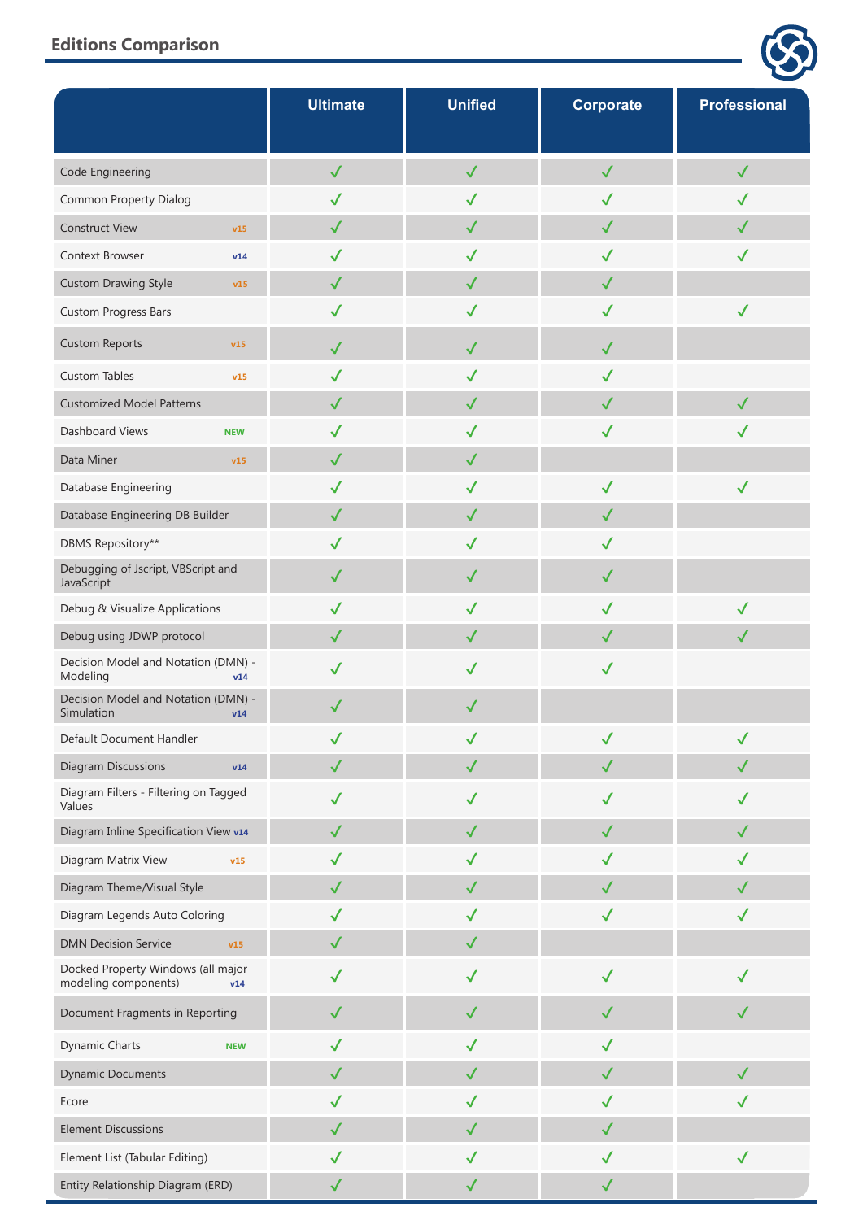## Editions Comparison

| | Ultimate | Unified | Corporate | Professional |
|---|---|---|---|---|
| Code Engineering | ✓ | ✓ | ✓ | ✓ |
| Common Property Dialog | ✓ | ✓ | ✓ | ✓ |
| Construct View v15 | ✓ | ✓ | ✓ | ✓ |
| Context Browser v14 | ✓ | ✓ | ✓ | ✓ |
| Custom Drawing Style v15 | ✓ | ✓ | ✓ | |
| Custom Progress Bars | ✓ | ✓ | ✓ | ✓ |
| Custom Reports v15 | ✓ | ✓ | ✓ | |
| Custom Tables v15 | ✓ | ✓ | ✓ | |
| Customized Model Patterns | ✓ | ✓ | ✓ | ✓ |
| Dashboard Views NEW | ✓ | ✓ | ✓ | ✓ |
| Data Miner v15 | ✓ | ✓ | | |
| Database Engineering | ✓ | ✓ | ✓ | ✓ |
| Database Engineering DB Builder | ✓ | ✓ | ✓ | |
| DBMS Repository** | ✓ | ✓ | ✓ | |
| Debugging of Jscript, VBScript and JavaScript | ✓ | ✓ | ✓ | |
| Debug & Visualize Applications | ✓ | ✓ | ✓ | ✓ |
| Debug using JDWP protocol | ✓ | ✓ | ✓ | ✓ |
| Decision Model and Notation (DMN) - Modeling v14 | ✓ | ✓ | ✓ | |
| Decision Model and Notation (DMN) - Simulation v14 | ✓ | ✓ | | |
| Default Document Handler | ✓ | ✓ | ✓ | ✓ |
| Diagram Discussions v14 | ✓ | ✓ | ✓ | ✓ |
| Diagram Filters - Filtering on Tagged Values | ✓ | ✓ | ✓ | ✓ |
| Diagram Inline Specification View v14 | ✓ | ✓ | ✓ | ✓ |
| Diagram Matrix View v15 | ✓ | ✓ | ✓ | ✓ |
| Diagram Theme/Visual Style | ✓ | ✓ | ✓ | ✓ |
| Diagram Legends Auto Coloring | ✓ | ✓ | ✓ | ✓ |
| DMN Decision Service v15 | ✓ | ✓ | | |
| Docked Property Windows (all major modeling components) v14 | ✓ | ✓ | ✓ | ✓ |
| Document Fragments in Reporting | ✓ | ✓ | ✓ | ✓ |
| Dynamic Charts NEW | ✓ | ✓ | ✓ | |
| Dynamic Documents | ✓ | ✓ | ✓ | ✓ |
| Ecore | ✓ | ✓ | ✓ | ✓ |
| Element Discussions | ✓ | ✓ | ✓ | |
| Element List (Tabular Editing) | ✓ | ✓ | ✓ | ✓ |
| Entity Relationship Diagram (ERD) | ✓ | ✓ | ✓ | |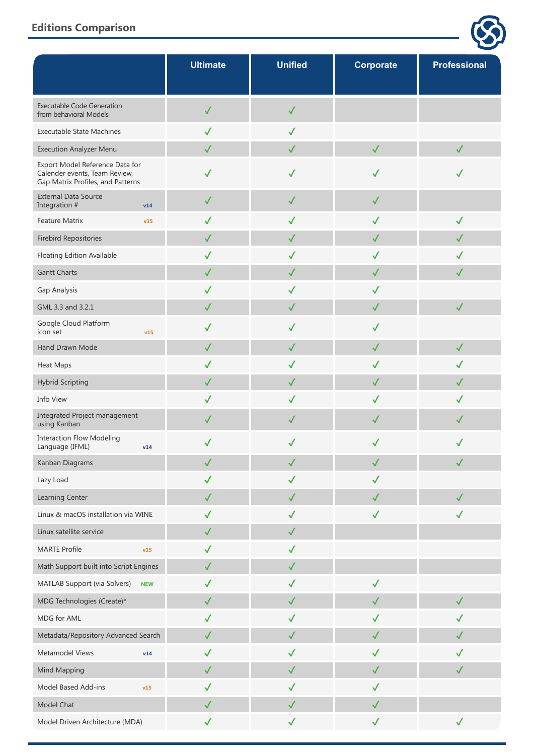## Editions Comparison

| | Ultimate | Unified | Corporate | Professional |
|---|---|---|---|---|
| Executable Code Generation from behavioral Models | ✓ | ✓ | | |
| Executable State Machines | ✓ | ✓ | | |
| Execution Analyzer Menu | ✓ | ✓ | ✓ | ✓ |
| Export Model Reference Data for Calender events, Team Review, Gap Matrix Profiles, and Patterns | ✓ | ✓ | ✓ | ✓ |
| External Data Source Integration # v14 | ✓ | ✓ | ✓ | |
| Feature Matrix v15 | ✓ | ✓ | ✓ | ✓ |
| Firebird Repositories | ✓ | ✓ | ✓ | ✓ |
| Floating Edition Available | ✓ | ✓ | ✓ | ✓ |
| Gantt Charts | ✓ | ✓ | ✓ | ✓ |
| Gap Analysis | ✓ | ✓ | ✓ | |
| GML 3.3 and 3.2.1 | ✓ | ✓ | ✓ | ✓ |
| Google Cloud Platform icon set v15 | ✓ | ✓ | ✓ | |
| Hand Drawn Mode | ✓ | ✓ | ✓ | ✓ |
| Heat Maps | ✓ | ✓ | ✓ | ✓ |
| Hybrid Scripting | ✓ | ✓ | ✓ | ✓ |
| Info View | ✓ | ✓ | ✓ | ✓ |
| Integrated Project management using Kanban | ✓ | ✓ | ✓ | ✓ |
| Interaction Flow Modeling Language (IFML) v14 | ✓ | ✓ | ✓ | ✓ |
| Kanban Diagrams | ✓ | ✓ | ✓ | ✓ |
| Lazy Load | ✓ | ✓ | ✓ | |
| Learning Center | ✓ | ✓ | ✓ | ✓ |
| Linux & macOS installation via WINE | ✓ | ✓ | ✓ | ✓ |
| Linux satellite service | ✓ | ✓ | | |
| MARTE Profile v15 | ✓ | ✓ | | |
| Math Support built into Script Engines | ✓ | ✓ | | |
| MATLAB Support (via Solvers) NEW | ✓ | ✓ | ✓ | |
| MDG Technologies (Create)* | ✓ | ✓ | ✓ | ✓ |
| MDG for AML | ✓ | ✓ | ✓ | ✓ |
| Metadata/Repository Advanced Search | ✓ | ✓ | ✓ | ✓ |
| Metamodel Views v14 | ✓ | ✓ | ✓ | ✓ |
| Mind Mapping | ✓ | ✓ | ✓ | ✓ |
| Model Based Add-ins v15 | ✓ | ✓ | ✓ | |
| Model Chat | ✓ | ✓ | ✓ | |
| Model Driven Architecture (MDA) | ✓ | ✓ | ✓ | ✓ |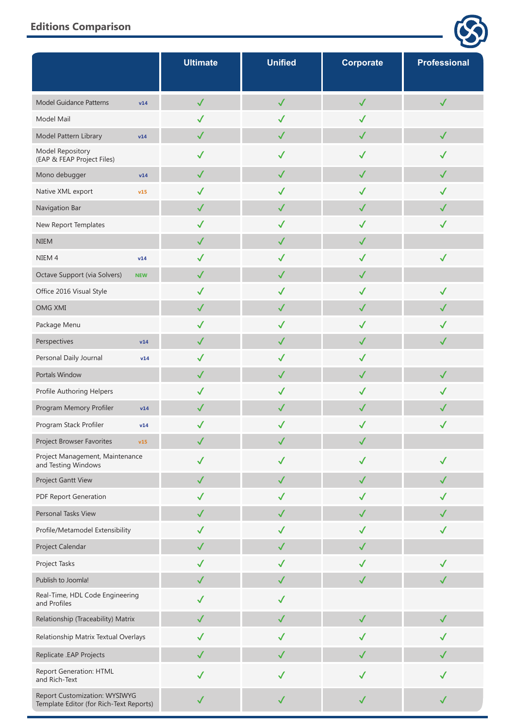## Editions Comparison

| | Ultimate | Unified | Corporate | Professional |
|---|---|---|---|---|
| Model Guidance Patterns v14 | ✓ | ✓ | ✓ | ✓ |
| Model Mail | ✓ | ✓ | ✓ | |
| Model Pattern Library v14 | ✓ | ✓ | ✓ | ✓ |
| Model Repository (EAP & FEAP Project Files) | ✓ | ✓ | ✓ | ✓ |
| Mono debugger v14 | ✓ | ✓ | ✓ | ✓ |
| Native XML export v15 | ✓ | ✓ | ✓ | ✓ |
| Navigation Bar | ✓ | ✓ | ✓ | ✓ |
| New Report Templates | ✓ | ✓ | ✓ | ✓ |
| NIEM | ✓ | ✓ | ✓ | |
| NIEM 4 v14 | ✓ | ✓ | ✓ | ✓ |
| Octave Support (via Solvers) NEW | ✓ | ✓ | ✓ | |
| Office 2016 Visual Style | ✓ | ✓ | ✓ | ✓ |
| OMG XMI | ✓ | ✓ | ✓ | ✓ |
| Package Menu | ✓ | ✓ | ✓ | ✓ |
| Perspectives v14 | ✓ | ✓ | ✓ | ✓ |
| Personal Daily Journal v14 | ✓ | ✓ | ✓ | |
| Portals Window | ✓ | ✓ | ✓ | ✓ |
| Profile Authoring Helpers | ✓ | ✓ | ✓ | ✓ |
| Program Memory Profiler v14 | ✓ | ✓ | ✓ | ✓ |
| Program Stack Profiler v14 | ✓ | ✓ | ✓ | ✓ |
| Project Browser Favorites v15 | ✓ | ✓ | ✓ | |
| Project Management, Maintenance and Testing Windows | ✓ | ✓ | ✓ | ✓ |
| Project Gantt View | ✓ | ✓ | ✓ | ✓ |
| PDF Report Generation | ✓ | ✓ | ✓ | ✓ |
| Personal Tasks View | ✓ | ✓ | ✓ | ✓ |
| Profile/Metamodel Extensibility | ✓ | ✓ | ✓ | ✓ |
| Project Calendar | ✓ | ✓ | ✓ | |
| Project Tasks | ✓ | ✓ | ✓ | ✓ |
| Publish to Joomla! | ✓ | ✓ | ✓ | ✓ |
| Real-Time, HDL Code Engineering and Profiles | ✓ | ✓ | | |
| Relationship (Traceability) Matrix | ✓ | ✓ | ✓ | ✓ |
| Relationship Matrix Textual Overlays | ✓ | ✓ | ✓ | ✓ |
| Replicate .EAP Projects | ✓ | ✓ | ✓ | ✓ |
| Report Generation: HTML and Rich-Text | ✓ | ✓ | ✓ | ✓ |
| Report Customization: WYSIWYG Template Editor (for Rich-Text Reports) | ✓ | ✓ | ✓ | ✓ |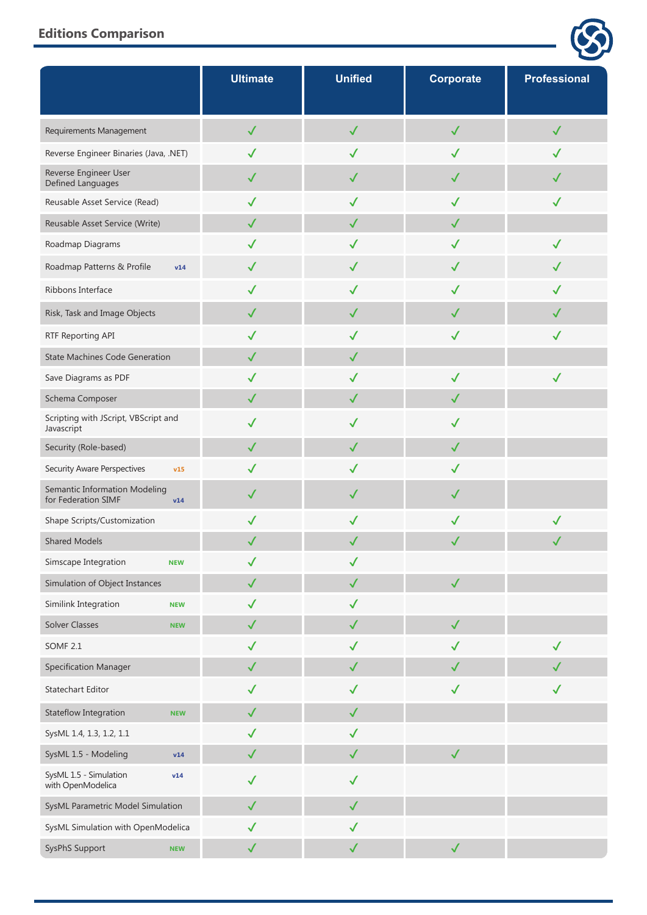## Editions Comparison

| | Ultimate | Unified | Corporate | Professional |
|---|---|---|---|---|
| Requirements Management | ✓ | ✓ | ✓ | ✓ |
| Reverse Engineer Binaries (Java, .NET) | ✓ | ✓ | ✓ | ✓ |
| Reverse Engineer User Defined Languages | ✓ | ✓ | ✓ | ✓ |
| Reusable Asset Service (Read) | ✓ | ✓ | ✓ | ✓ |
| Reusable Asset Service (Write) | ✓ | ✓ | ✓ | |
| Roadmap Diagrams | ✓ | ✓ | ✓ | ✓ |
| Roadmap Patterns & Profile v14 | ✓ | ✓ | ✓ | ✓ |
| Ribbons Interface | ✓ | ✓ | ✓ | ✓ |
| Risk, Task and Image Objects | ✓ | ✓ | ✓ | ✓ |
| RTF Reporting API | ✓ | ✓ | ✓ | ✓ |
| State Machines Code Generation | ✓ | ✓ | | |
| Save Diagrams as PDF | ✓ | ✓ | ✓ | ✓ |
| Schema Composer | ✓ | ✓ | ✓ | |
| Scripting with JScript, VBScript and Javascript | ✓ | ✓ | ✓ | |
| Security (Role-based) | ✓ | ✓ | ✓ | |
| Security Aware Perspectives v15 | ✓ | ✓ | ✓ | |
| Semantic Information Modeling for Federation SIMF v14 | ✓ | ✓ | ✓ | |
| Shape Scripts/Customization | ✓ | ✓ | ✓ | ✓ |
| Shared Models | ✓ | ✓ | ✓ | ✓ |
| Simscape Integration NEW | ✓ | ✓ | | |
| Simulation of Object Instances | ✓ | ✓ | ✓ | |
| Similink Integration NEW | ✓ | ✓ | | |
| Solver Classes NEW | ✓ | ✓ | ✓ | |
| SOMF 2.1 | ✓ | ✓ | ✓ | ✓ |
| Specification Manager | ✓ | ✓ | ✓ | ✓ |
| Statechart Editor | ✓ | ✓ | ✓ | ✓ |
| Stateflow Integration NEW | ✓ | ✓ | | |
| SysML 1.4, 1.3, 1.2, 1.1 | ✓ | ✓ | | |
| SysML 1.5 - Modeling v14 | ✓ | ✓ | ✓ | |
| SysML 1.5 - Simulation with OpenModelica v14 | ✓ | ✓ | | |
| SysML Parametric Model Simulation | ✓ | ✓ | | |
| SysML Simulation with OpenModelica | ✓ | ✓ | | |
| SysPhS Support NEW | ✓ | ✓ | ✓ | |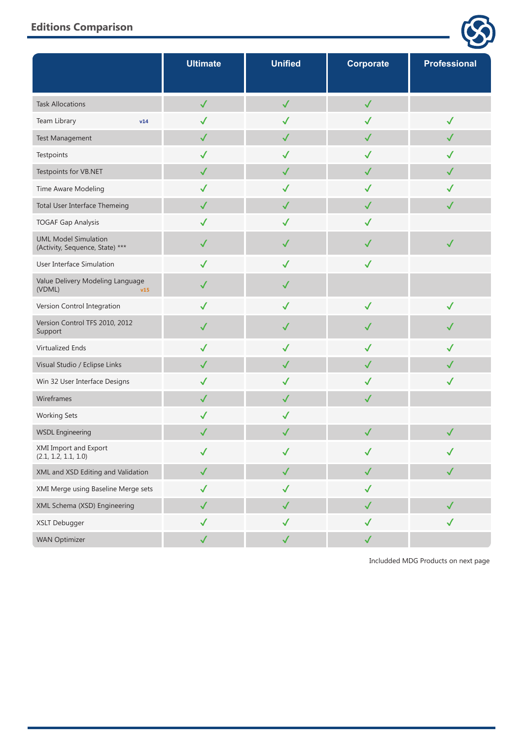## Editions Comparison

| | Ultimate | Unified | Corporate | Professional |
|---|---|---|---|---|
| Task Allocations | ✓ | ✓ | ✓ | |
| Team Library v14 | ✓ | ✓ | ✓ | ✓ |
| Test Management | ✓ | ✓ | ✓ | ✓ |
| Testpoints | ✓ | ✓ | ✓ | ✓ |
| Testpoints for VB.NET | ✓ | ✓ | ✓ | ✓ |
| Time Aware Modeling | ✓ | ✓ | ✓ | ✓ |
| Total User Interface Themeing | ✓ | ✓ | ✓ | ✓ |
| TOGAF Gap Analysis | ✓ | ✓ | ✓ | |
| UML Model Simulation (Activity, Sequence, State) *** | ✓ | ✓ | ✓ | ✓ |
| User Interface Simulation | ✓ | ✓ | ✓ | |
| Value Delivery Modeling Language (VDML) v15 | ✓ | ✓ | | |
| Version Control Integration | ✓ | ✓ | ✓ | ✓ |
| Version Control TFS 2010, 2012 Support | ✓ | ✓ | ✓ | ✓ |
| Virtualized Ends | ✓ | ✓ | ✓ | ✓ |
| Visual Studio / Eclipse Links | ✓ | ✓ | ✓ | ✓ |
| Win 32 User Interface Designs | ✓ | ✓ | ✓ | ✓ |
| Wireframes | ✓ | ✓ | ✓ | |
| Working Sets | ✓ | ✓ | | |
| WSDL Engineering | ✓ | ✓ | ✓ | ✓ |
| XMI Import and Export (2.1, 1.2, 1.1, 1.0) | ✓ | ✓ | ✓ | ✓ |
| XML and XSD Editing and Validation | ✓ | ✓ | ✓ | ✓ |
| XMI Merge using Baseline Merge sets | ✓ | ✓ | ✓ | |
| XML Schema (XSD) Engineering | ✓ | ✓ | ✓ | ✓ |
| XSLT Debugger | ✓ | ✓ | ✓ | ✓ |
| WAN Optimizer | ✓ | ✓ | ✓ | |

Includded MDG Products on next page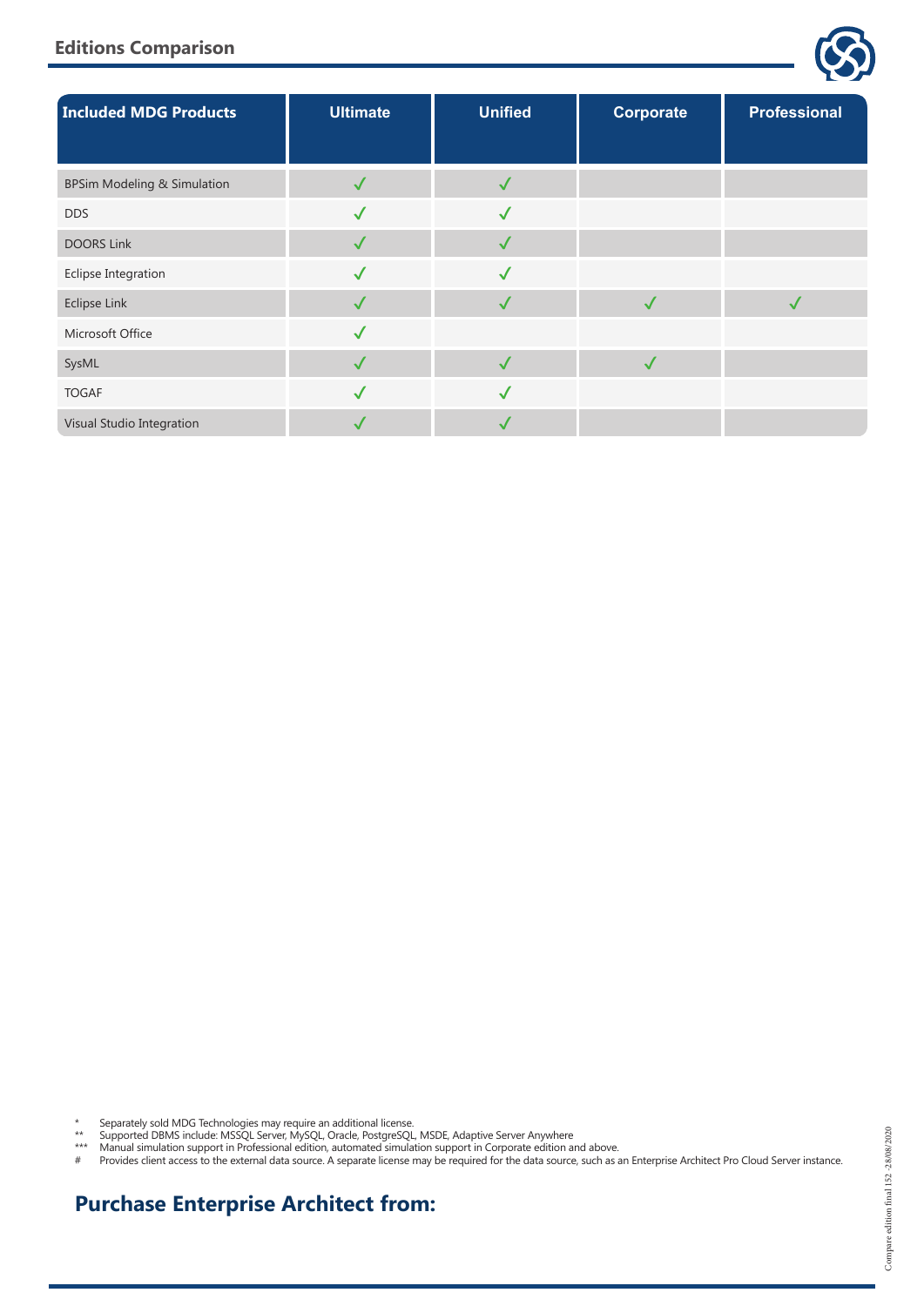## Editions Comparison

| Included MDG Products | Ultimate | Unified | Corporate | Professional |
|---|---|---|---|---|
| BPSim Modeling & Simulation | ✓ | ✓ | | |
| DDS | ✓ | ✓ | | |
| DOORS Link | ✓ | ✓ | | |
| Eclipse Integration | ✓ | ✓ | | |
| Eclipse Link | ✓ | ✓ | ✓ | ✓ |
| Microsoft Office | ✓ | | | |
| SysML | ✓ | ✓ | ✓ | |
| TOGAF | ✓ | ✓ | | |
| Visual Studio Integration | ✓ | ✓ | | |

\* Separately sold MDG Technologies may require an additional license.
\*\* Supported DBMS include: MSSQL Server, MySQL, Oracle, PostgreSQL, MSDE, Adaptive Server Anywhere
\*\*\* Manual simulation support in Professional edition, automated simulation support in Corporate edition and above.
\# Provides client access to the external data source. A separate license may be required for the data source, such as an Enterprise Architect Pro Cloud Server instance.

## Purchase Enterprise Architect from: